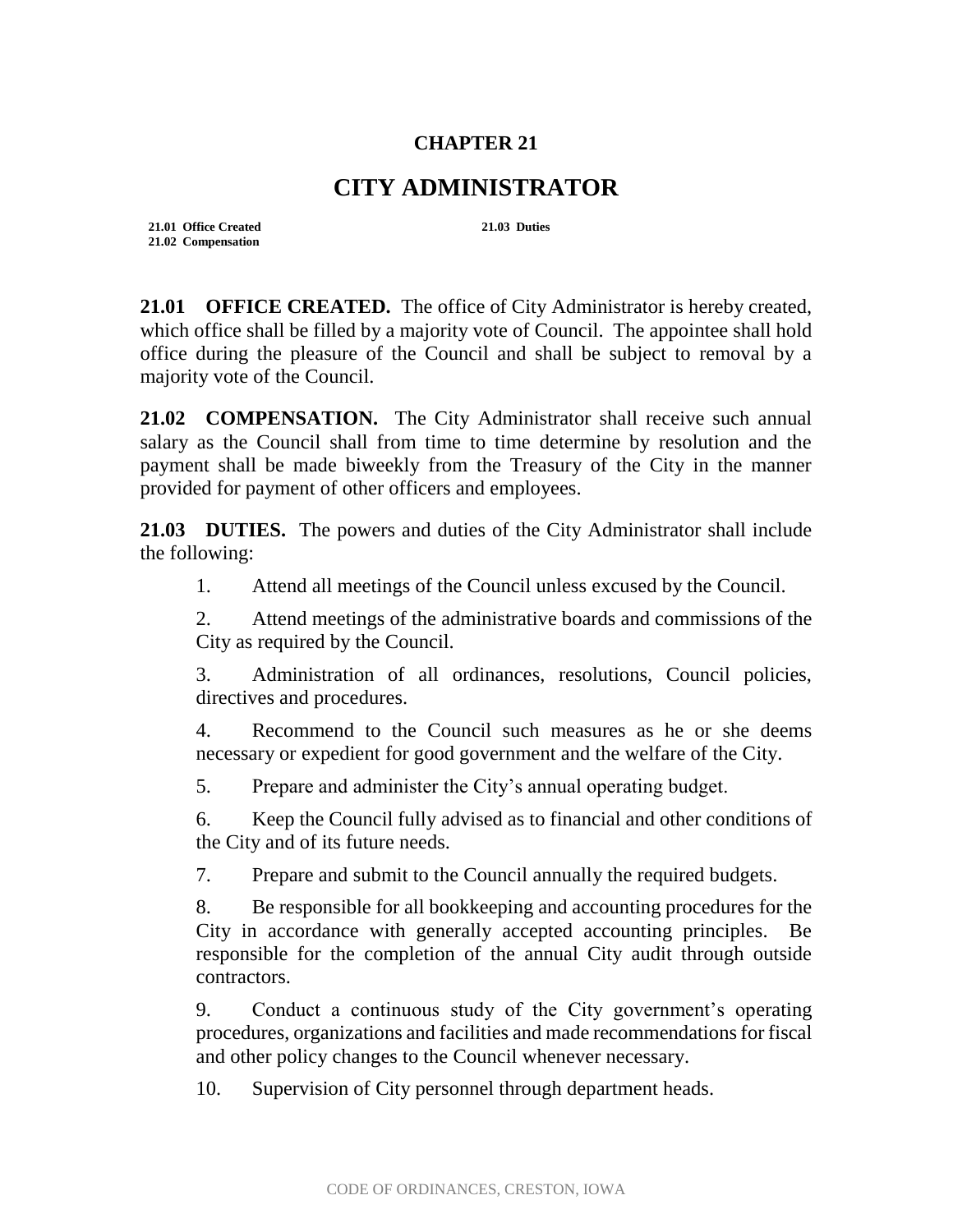# CHAPTER 21

# CITY ADMINISTRATOR

**21.01 Office Created**
**21.02 Compensation**
**21.03 Duties**

**21.01 OFFICE CREATED.** The office of City Administrator is hereby created, which office shall be filled by a majority vote of Council. The appointee shall hold office during the pleasure of the Council and shall be subject to removal by a majority vote of the Council.

**21.02 COMPENSATION.** The City Administrator shall receive such annual salary as the Council shall from time to time determine by resolution and the payment shall be made biweekly from the Treasury of the City in the manner provided for payment of other officers and employees.

**21.03 DUTIES.** The powers and duties of the City Administrator shall include the following:

1. Attend all meetings of the Council unless excused by the Council.

2. Attend meetings of the administrative boards and commissions of the City as required by the Council.

3. Administration of all ordinances, resolutions, Council policies, directives and procedures.

4. Recommend to the Council such measures as he or she deems necessary or expedient for good government and the welfare of the City.

5. Prepare and administer the City's annual operating budget.

6. Keep the Council fully advised as to financial and other conditions of the City and of its future needs.

7. Prepare and submit to the Council annually the required budgets.

8. Be responsible for all bookkeeping and accounting procedures for the City in accordance with generally accepted accounting principles. Be responsible for the completion of the annual City audit through outside contractors.

9. Conduct a continuous study of the City government's operating procedures, organizations and facilities and made recommendations for fiscal and other policy changes to the Council whenever necessary.

10. Supervision of City personnel through department heads.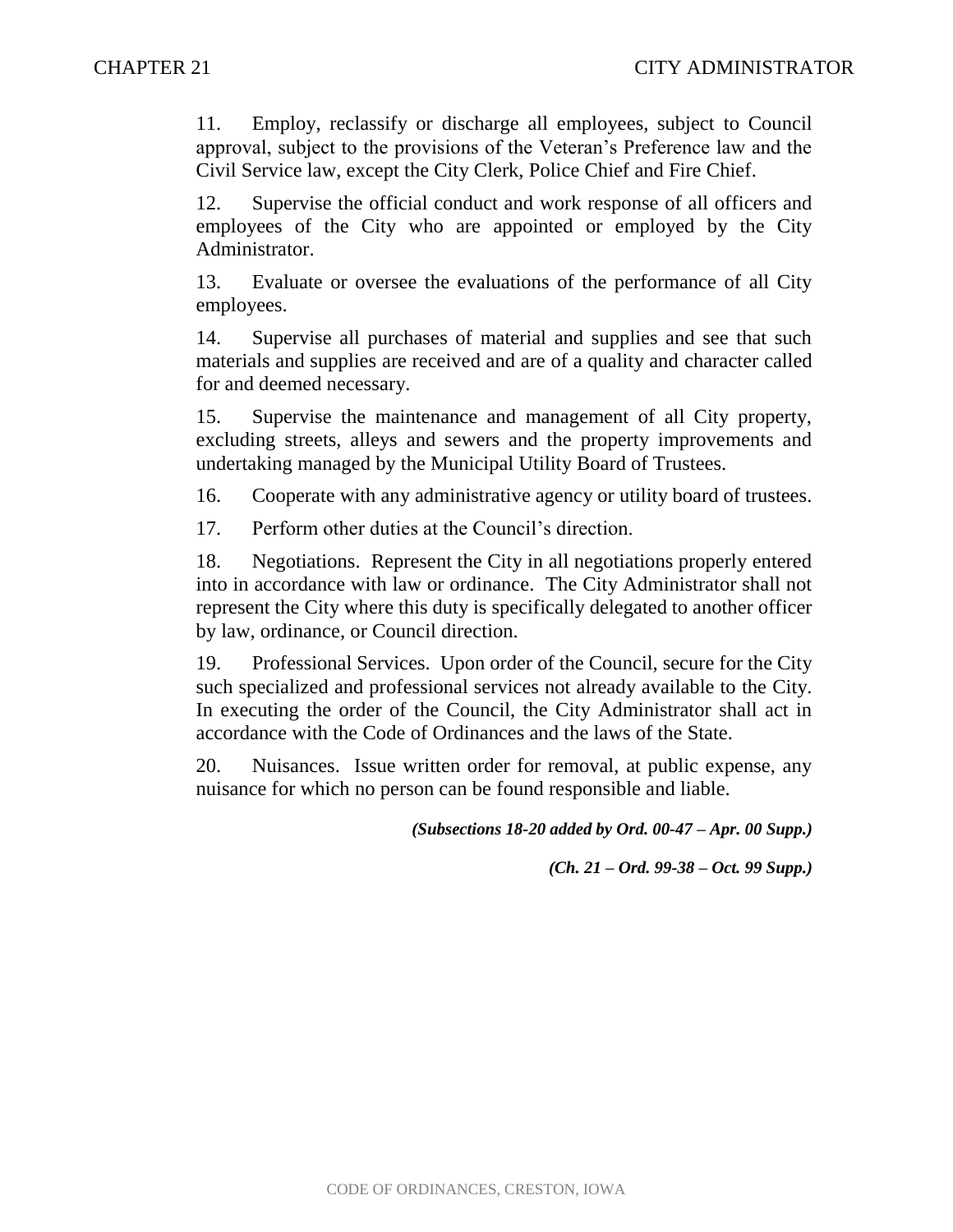11. Employ, reclassify or discharge all employees, subject to Council approval, subject to the provisions of the Veteran's Preference law and the Civil Service law, except the City Clerk, Police Chief and Fire Chief.

12. Supervise the official conduct and work response of all officers and employees of the City who are appointed or employed by the City Administrator.

13. Evaluate or oversee the evaluations of the performance of all City employees.

14. Supervise all purchases of material and supplies and see that such materials and supplies are received and are of a quality and character called for and deemed necessary.

15. Supervise the maintenance and management of all City property, excluding streets, alleys and sewers and the property improvements and undertaking managed by the Municipal Utility Board of Trustees.

16. Cooperate with any administrative agency or utility board of trustees.

17. Perform other duties at the Council's direction.

18. Negotiations. Represent the City in all negotiations properly entered into in accordance with law or ordinance. The City Administrator shall not represent the City where this duty is specifically delegated to another officer by law, ordinance, or Council direction.

19. Professional Services. Upon order of the Council, secure for the City such specialized and professional services not already available to the City. In executing the order of the Council, the City Administrator shall act in accordance with the Code of Ordinances and the laws of the State.

20. Nuisances. Issue written order for removal, at public expense, any nuisance for which no person can be found responsible and liable.

***(Subsections 18-20 added by Ord. 00-47 – Apr. 00 Supp.)***

***(Ch. 21 – Ord. 99-38 – Oct. 99 Supp.)***